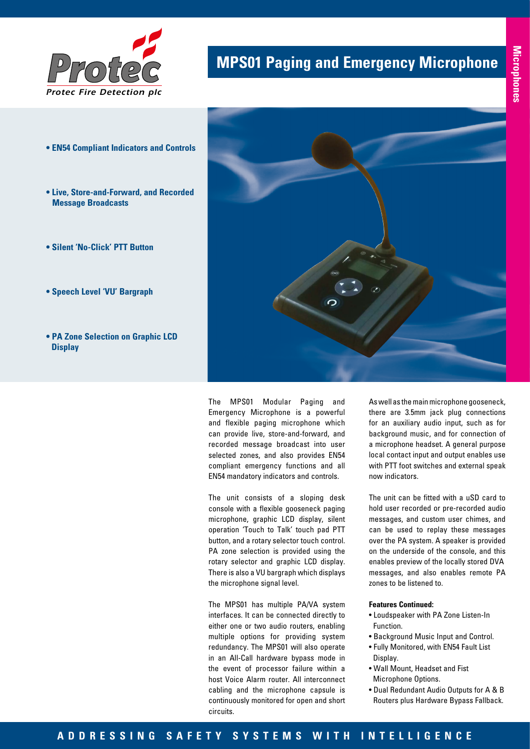Protec Fire Detection plc

# MPS01 Paging and Emergency Microphone

Microphones

- **EN54 Compliant Indicators and Controls**
- **Live, Store-and-Forward, and Recorded Message Broadcasts**
- **Silent 'No-Click' PTT Button**
- **Speech Level 'VU' Bargraph**
- **PA Zone Selection on Graphic LCD Display**

The MPS01 Modular Paging and Emergency Microphone is a powerful and flexible paging microphone which can provide live, store-and-forward, and recorded message broadcast into user selected zones, and also provides EN54 compliant emergency functions and all EN54 mandatory indicators and controls.

The unit consists of a sloping desk console with a flexible gooseneck paging microphone, graphic LCD display, silent operation 'Touch to Talk' touch pad PTT button, and a rotary selector touch control. PA zone selection is provided using the rotary selector and graphic LCD display. There is also a VU bargraph which displays the microphone signal level.

The MPS01 has multiple PA/VA system interfaces. It can be connected directly to either one or two audio routers, enabling multiple options for providing system redundancy. The MPS01 will also operate in an All-Call hardware bypass mode in the event of processor failure within a host Voice Alarm router. All interconnect cabling and the microphone capsule is continuously monitored for open and short circuits.

As well as the main microphone gooseneck, there are 3.5mm jack plug connections for an auxiliary audio input, such as for background music, and for connection of a microphone headset. A general purpose local contact input and output enables use with PTT foot switches and external speak now indicators.

The unit can be fitted with a uSD card to hold user recorded or pre-recorded audio messages, and custom user chimes, and can be used to replay these messages over the PA system. A speaker is provided on the underside of the console, and this enables preview of the locally stored DVA messages, and also enables remote PA zones to be listened to.

**Features Continued:**

- Loudspeaker with PA Zone Listen-In Function.
- Background Music Input and Control.
- Fully Monitored, with EN54 Fault List Display.
- Wall Mount, Headset and Fist Microphone Options.
- Dual Redundant Audio Outputs for A & B Routers plus Hardware Bypass Fallback.

ADDRESSING SAFETY SYSTEMS WITH INTELLIGENCE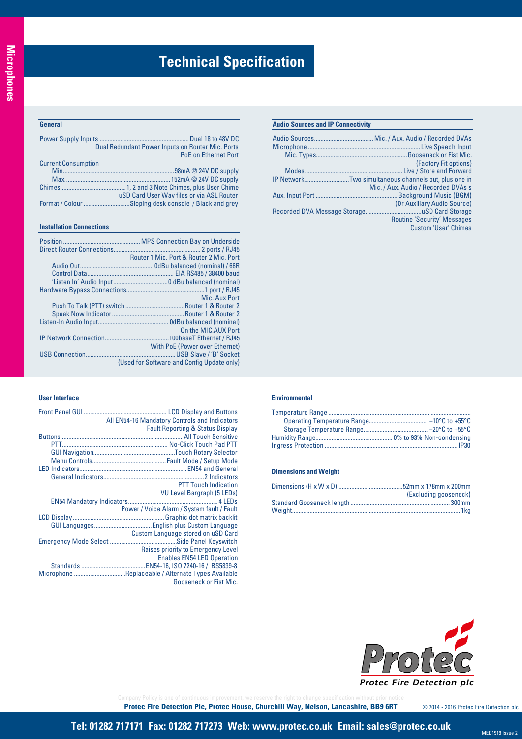# Technical Specification

## General

| | |
|---|---|
| Power Supply Inputs | Dual 18 to 48V DC |
| | Dual Redundant Power Inputs on Router Mic. Ports |
| | PoE on Ethernet Port |
| Current Consumption | |
| Min. | 98mA @ 24V DC supply |
| Max. | 152mA @ 24V DC supply |
| Chimes | 1, 2 and 3 Note Chimes, plus User Chime |
| | uSD Card User Wav files or via ASL Router |
| Format / Colour | Sloping desk console / Black and grey |

## Installation Connections

| | |
|---|---|
| Position | MPS Connection Bay on Underside |
| Direct Router Connections | 2 ports / RJ45 |
| | Router 1 Mic. Port & Router 2 Mic. Port |
| Audio Out | 0dBu balanced (nominal) / 66R |
| Control Data | EIA RS485 / 38400 baud |
| 'Listen In' Audio Input | 0 dBu balanced (nominal) |
| Hardware Bypass Connections | 1 port / RJ45 |
| | Mic. Aux Port |
| Push To Talk (PTT) switch | Router 1 & Router 2 |
| Speak Now Indicator | Router 1 & Router 2 |
| Listen-In Audio Input | 0dBu balanced (nominal) |
| | On the MIC.AUX Port |
| IP Network Connection | 100baseT Ethernet / RJ45 |
| | With PoE (Power over Ethernet) |
| USB Connection | USB Slave / 'B' Socket |
| | (Used for Software and Config Update only) |

## Audio Sources and IP Connectivity

| | |
|---|---|
| Audio Sources | Mic. / Aux. Audio / Recorded DVAs |
| Microphone | Live Speech Input |
| Mic. Types | Gooseneck or Fist Mic. |
| | (Factory Fit options) |
| Modes | Live / Store and Forward |
| IP Network | Two simultaneous channels out, plus one in |
| | Mic. / Aux. Audio / Recorded DVAs s |
| Aux. Input Port | Background Music (BGM) |
| | (Or Auxiliary Audio Source) |
| Recorded DVA Message Storage | uSD Card Storage |
| | Routine 'Security' Messages |
| | Custom 'User' Chimes |

## User Interface

| | |
|---|---|
| Front Panel GUI | LCD Display and Buttons |
| | All EN54-16 Mandatory Controls and Indicators |
| | Fault Reporting & Status Display |
| Buttons | All Touch Sensitive |
| PTT | No-Click Touch Pad PTT |
| GUI Navigation | Touch Rotary Selector |
| Menu Controls | Fault Mode / Setup Mode |
| LED Indicators | EN54 and General |
| General Indicators | 2 Indicators |
| | PTT Touch Indication |
| | VU Level Bargraph (5 LEDs) |
| EN54 Mandatory Indicators | 4 LEDs |
| | Power / Voice Alarm / System fault / Fault |
| LCD Display | Graphic dot matrix backlit |
| GUI Languages | English plus Custom Language |
| | Custom Language stored on uSD Card |
| Emergency Mode Select | Side Panel Keyswitch |
| | Raises priority to Emergency Level |
| | Enables EN54 LED Operation |
| Standards | EN54-16, ISO 7240-16 / BS5839-8 |
| Microphone | Replaceable / Alternate Types Available |
| | Gooseneck or Fist Mic. |

## Environmental

| | |
|---|---|
| Temperature Range | |
| Operating Temperature Range | −10°C to +55°C |
| Storage Temperature Range | −20°C to +55°C |
| Humidity Range | 0% to 93% Non-condensing |
| Ingress Protection | IP30 |

## Dimensions and Weight

| | |
|---|---|
| Dimensions (H x W x D) | 52mm x 178mm x 200mm |
| | (Excluding gooseneck) |
| Standard Gooseneck length | 300mm |
| Weight | 1kg |

Protec Fire Detection plc

Company Policy is one of continuous improvement, we reserve the right to change specification without prior notice

**Protec Fire Detection Plc, Protec House, Churchill Way, Nelson, Lancashire, BB9 6RT**

© 2014 - 2016 Protec Fire Detection plc

**Tel: 01282 717171 Fax: 01282 717273 Web: www.protec.co.uk Email: sales@protec.co.uk**

MED1919 Issue 2